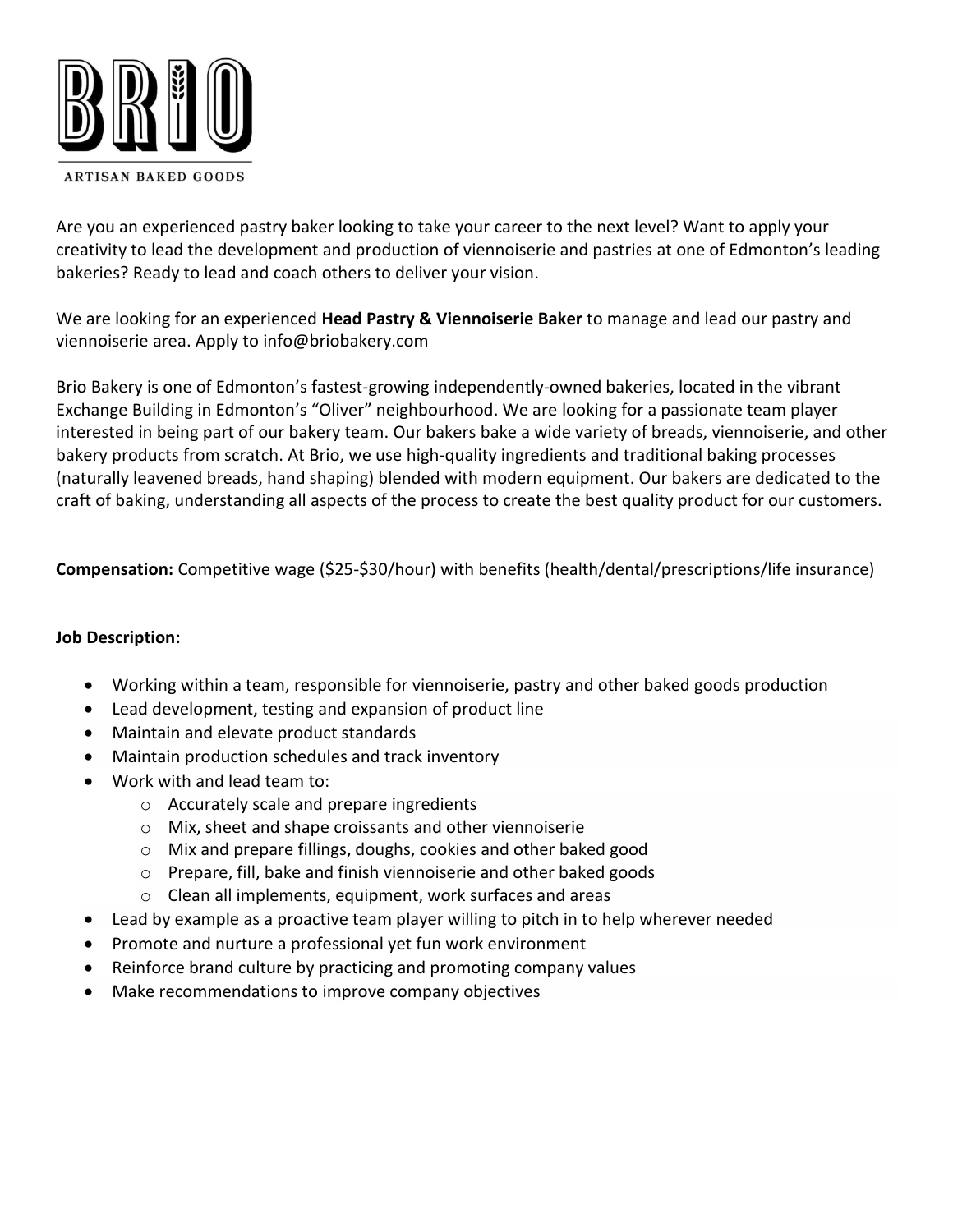# BRIO

ARTISAN BAKED GOODS

Are you an experienced pastry baker looking to take your career to the next level? Want to apply your creativity to lead the development and production of viennoiserie and pastries at one of Edmonton's leading bakeries? Ready to lead and coach others to deliver your vision.

We are looking for an experienced **Head Pastry & Viennoiserie Baker** to manage and lead our pastry and viennoiserie area. Apply to info@briobakery.com

Brio Bakery is one of Edmonton's fastest-growing independently-owned bakeries, located in the vibrant Exchange Building in Edmonton's "Oliver" neighbourhood. We are looking for a passionate team player interested in being part of our bakery team. Our bakers bake a wide variety of breads, viennoiserie, and other bakery products from scratch. At Brio, we use high-quality ingredients and traditional baking processes (naturally leavened breads, hand shaping) blended with modern equipment. Our bakers are dedicated to the craft of baking, understanding all aspects of the process to create the best quality product for our customers.

**Compensation:** Competitive wage ($25-$30/hour) with benefits (health/dental/prescriptions/life insurance)

**Job Description:**

- Working within a team, responsible for viennoiserie, pastry and other baked goods production
- Lead development, testing and expansion of product line
- Maintain and elevate product standards
- Maintain production schedules and track inventory
- Work with and lead team to:
  - Accurately scale and prepare ingredients
  - Mix, sheet and shape croissants and other viennoiserie
  - Mix and prepare fillings, doughs, cookies and other baked good
  - Prepare, fill, bake and finish viennoiserie and other baked goods
  - Clean all implements, equipment, work surfaces and areas
- Lead by example as a proactive team player willing to pitch in to help wherever needed
- Promote and nurture a professional yet fun work environment
- Reinforce brand culture by practicing and promoting company values
- Make recommendations to improve company objectives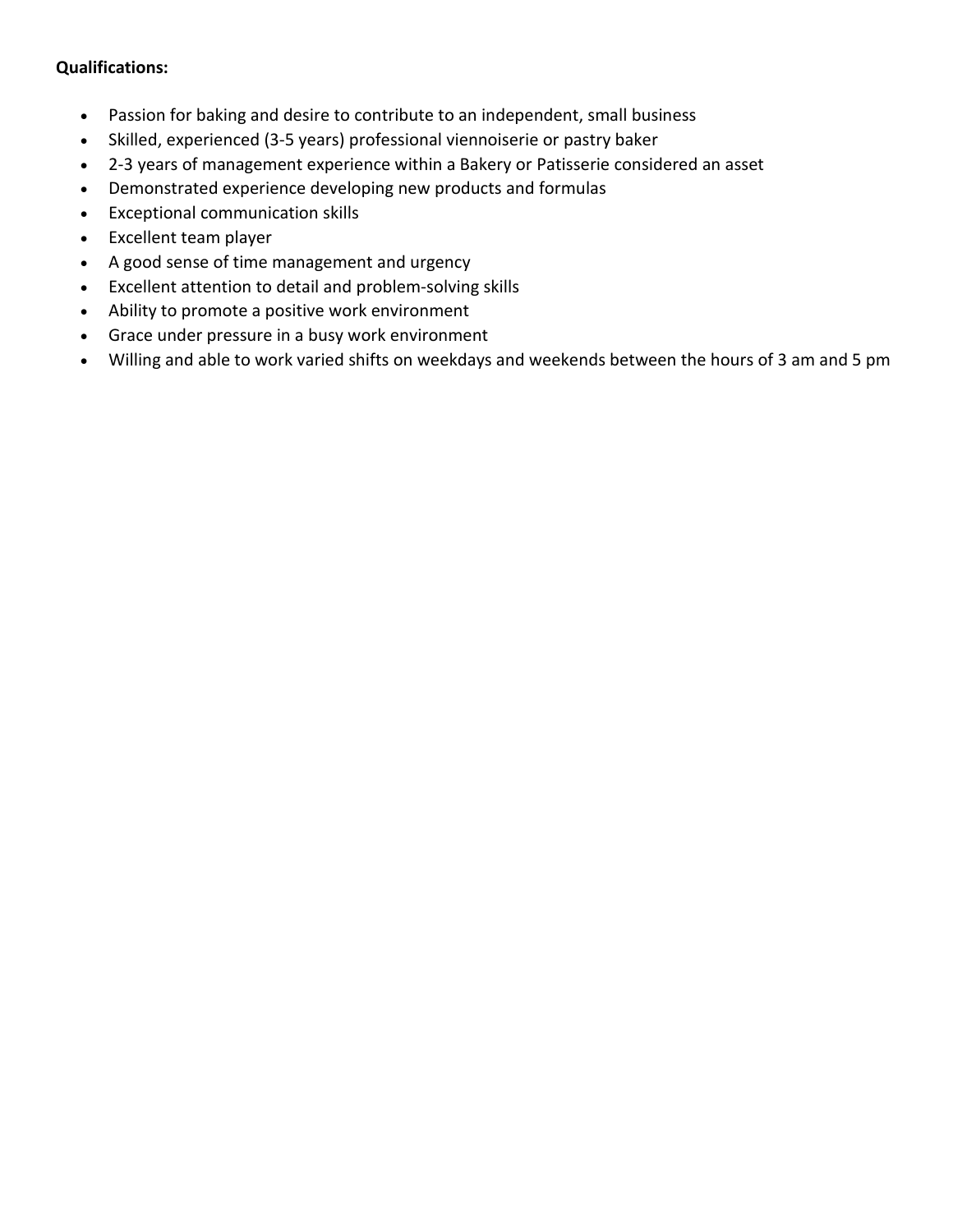**Qualifications:**

- Passion for baking and desire to contribute to an independent, small business
- Skilled, experienced (3-5 years) professional viennoiserie or pastry baker
- 2-3 years of management experience within a Bakery or Patisserie considered an asset
- Demonstrated experience developing new products and formulas
- Exceptional communication skills
- Excellent team player
- A good sense of time management and urgency
- Excellent attention to detail and problem-solving skills
- Ability to promote a positive work environment
- Grace under pressure in a busy work environment
- Willing and able to work varied shifts on weekdays and weekends between the hours of 3 am and 5 pm